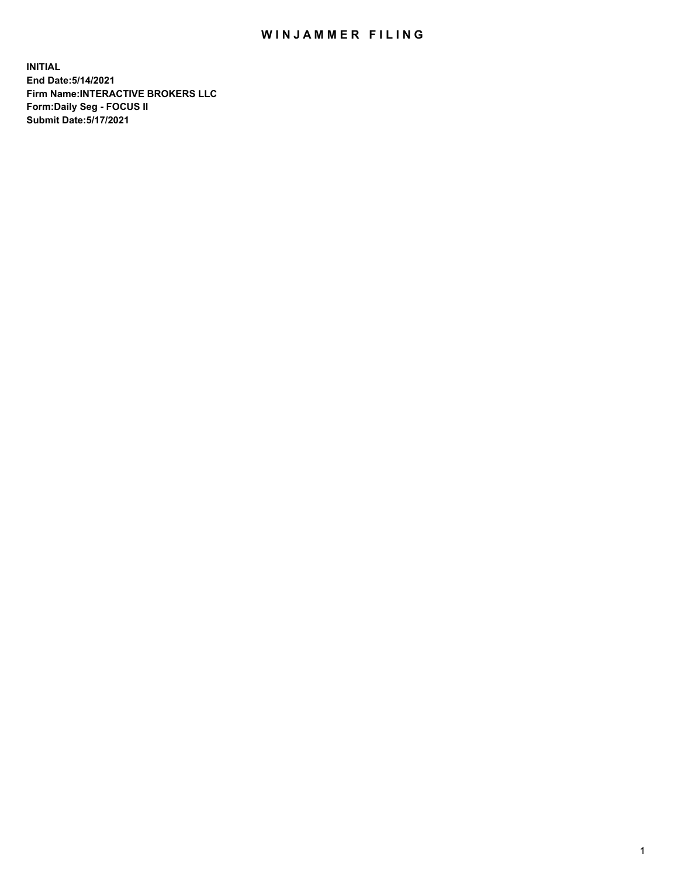# WINJAMMER FILING

**INITIAL**
**End Date:5/14/2021**
**Firm Name:INTERACTIVE BROKERS LLC**
**Form:Daily Seg - FOCUS II**
**Submit Date:5/17/2021**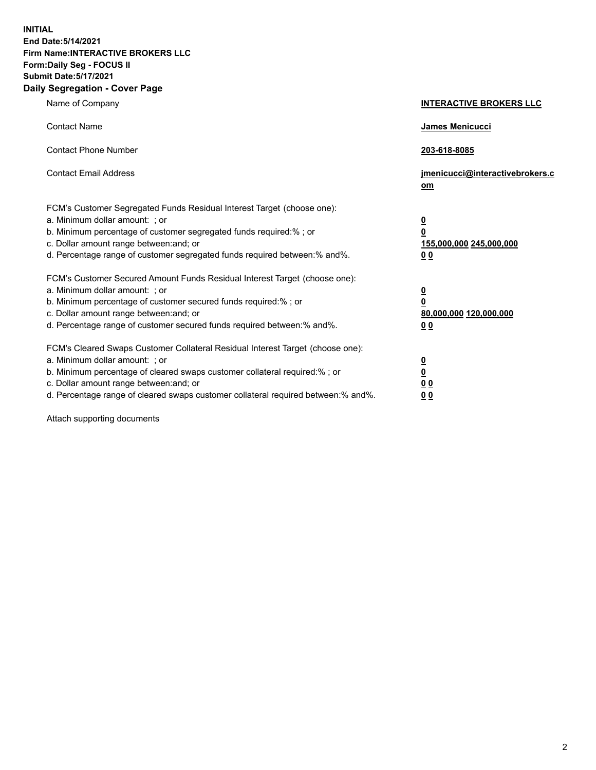**INITIAL**
**End Date:5/14/2021**
**Firm Name:INTERACTIVE BROKERS LLC**
**Form:Daily Seg - FOCUS II**
**Submit Date:5/17/2021**
**Daily Segregation - Cover Page**

| | |
|---|---|
| Name of Company | **INTERACTIVE BROKERS LLC** |
| Contact Name | **James Menicucci** |
| Contact Phone Number | **203-618-8085** |
| Contact Email Address | **jmenicucci@interactivebrokers.com** |
| FCM's Customer Segregated Funds Residual Interest Target (choose one): | |
| a. Minimum dollar amount: ; or | **0** |
| b. Minimum percentage of customer segregated funds required:% ; or | **0** |
| c. Dollar amount range between:and; or | **155,000,000** **245,000,000** |
| d. Percentage range of customer segregated funds required between:% and%. | **0** **0** |
| FCM's Customer Secured Amount Funds Residual Interest Target (choose one): | |
| a. Minimum dollar amount: ; or | **0** |
| b. Minimum percentage of customer secured funds required:% ; or | **0** |
| c. Dollar amount range between:and; or | **80,000,000** **120,000,000** |
| d. Percentage range of customer secured funds required between:% and%. | **0** **0** |
| FCM's Cleared Swaps Customer Collateral Residual Interest Target (choose one): | |
| a. Minimum dollar amount: ; or | **0** |
| b. Minimum percentage of cleared swaps customer collateral required:% ; or | **0** |
| c. Dollar amount range between:and; or | **0** **0** |
| d. Percentage range of cleared swaps customer collateral required between:% and%. | **0** **0** |

Attach supporting documents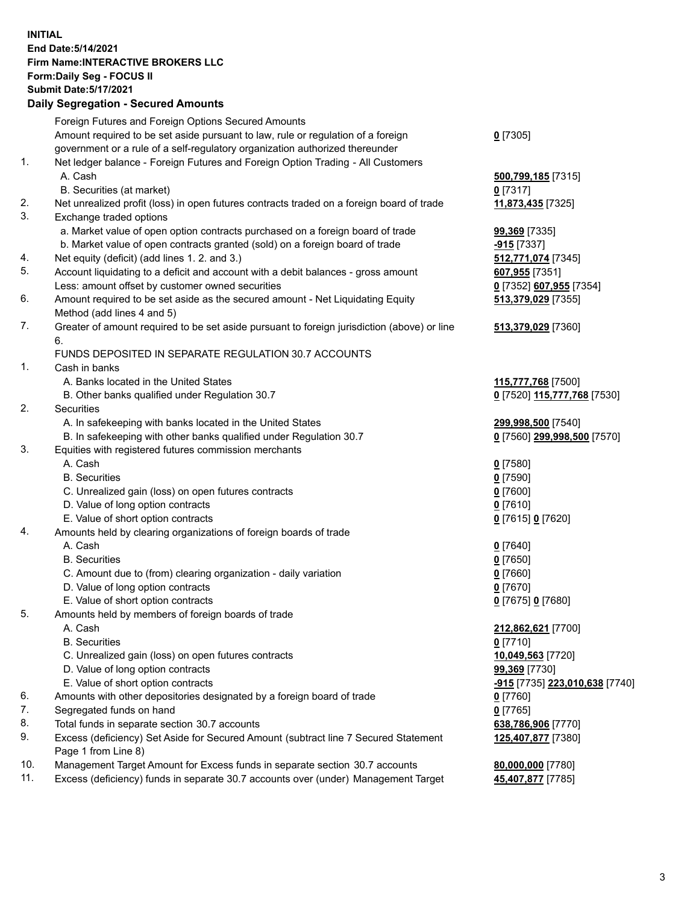**INITIAL**
**End Date:5/14/2021**
**Firm Name:INTERACTIVE BROKERS LLC**
**Form:Daily Seg - FOCUS II**
**Submit Date:5/17/2021**

**Daily Segregation - Secured Amounts**

| | | |
|---|---|---|
| | Foreign Futures and Foreign Options Secured Amounts | |
| | Amount required to be set aside pursuant to law, rule or regulation of a foreign government or a rule of a self-regulatory organization authorized thereunder | **0** [7305] |
| 1. | Net ledger balance - Foreign Futures and Foreign Option Trading - All Customers | |
| | A. Cash | **500,799,185** [7315] |
| | B. Securities (at market) | **0** [7317] |
| 2. | Net unrealized profit (loss) in open futures contracts traded on a foreign board of trade | **11,873,435** [7325] |
| 3. | Exchange traded options | |
| | a. Market value of open option contracts purchased on a foreign board of trade | **99,369** [7335] |
| | b. Market value of open contracts granted (sold) on a foreign board of trade | **-915** [7337] |
| 4. | Net equity (deficit) (add lines 1. 2. and 3.) | **512,771,074** [7345] |
| 5. | Account liquidating to a deficit and account with a debit balances - gross amount | **607,955** [7351] |
| | Less: amount offset by customer owned securities | **0** [7352] **607,955** [7354] |
| 6. | Amount required to be set aside as the secured amount - Net Liquidating Equity Method (add lines 4 and 5) | **513,379,029** [7355] |
| 7. | Greater of amount required to be set aside pursuant to foreign jurisdiction (above) or line 6. | **513,379,029** [7360] |
| | FUNDS DEPOSITED IN SEPARATE REGULATION 30.7 ACCOUNTS | |
| 1. | Cash in banks | |
| | A. Banks located in the United States | **115,777,768** [7500] |
| | B. Other banks qualified under Regulation 30.7 | **0** [7520] **115,777,768** [7530] |
| 2. | Securities | |
| | A. In safekeeping with banks located in the United States | **299,998,500** [7540] |
| | B. In safekeeping with other banks qualified under Regulation 30.7 | **0** [7560] **299,998,500** [7570] |
| 3. | Equities with registered futures commission merchants | |
| | A. Cash | **0** [7580] |
| | B. Securities | **0** [7590] |
| | C. Unrealized gain (loss) on open futures contracts | **0** [7600] |
| | D. Value of long option contracts | **0** [7610] |
| | E. Value of short option contracts | **0** [7615] **0** [7620] |
| 4. | Amounts held by clearing organizations of foreign boards of trade | |
| | A. Cash | **0** [7640] |
| | B. Securities | **0** [7650] |
| | C. Amount due to (from) clearing organization - daily variation | **0** [7660] |
| | D. Value of long option contracts | **0** [7670] |
| | E. Value of short option contracts | **0** [7675] **0** [7680] |
| 5. | Amounts held by members of foreign boards of trade | |
| | A. Cash | **212,862,621** [7700] |
| | B. Securities | **0** [7710] |
| | C. Unrealized gain (loss) on open futures contracts | **10,049,563** [7720] |
| | D. Value of long option contracts | **99,369** [7730] |
| | E. Value of short option contracts | **-915** [7735] **223,010,638** [7740] |
| 6. | Amounts with other depositories designated by a foreign board of trade | **0** [7760] |
| 7. | Segregated funds on hand | **0** [7765] |
| 8. | Total funds in separate section 30.7 accounts | **638,786,906** [7770] |
| 9. | Excess (deficiency) Set Aside for Secured Amount (subtract line 7 Secured Statement Page 1 from Line 8) | **125,407,877** [7380] |
| 10. | Management Target Amount for Excess funds in separate section 30.7 accounts | **80,000,000** [7780] |
| 11. | Excess (deficiency) funds in separate 30.7 accounts over (under) Management Target | **45,407,877** [7785] |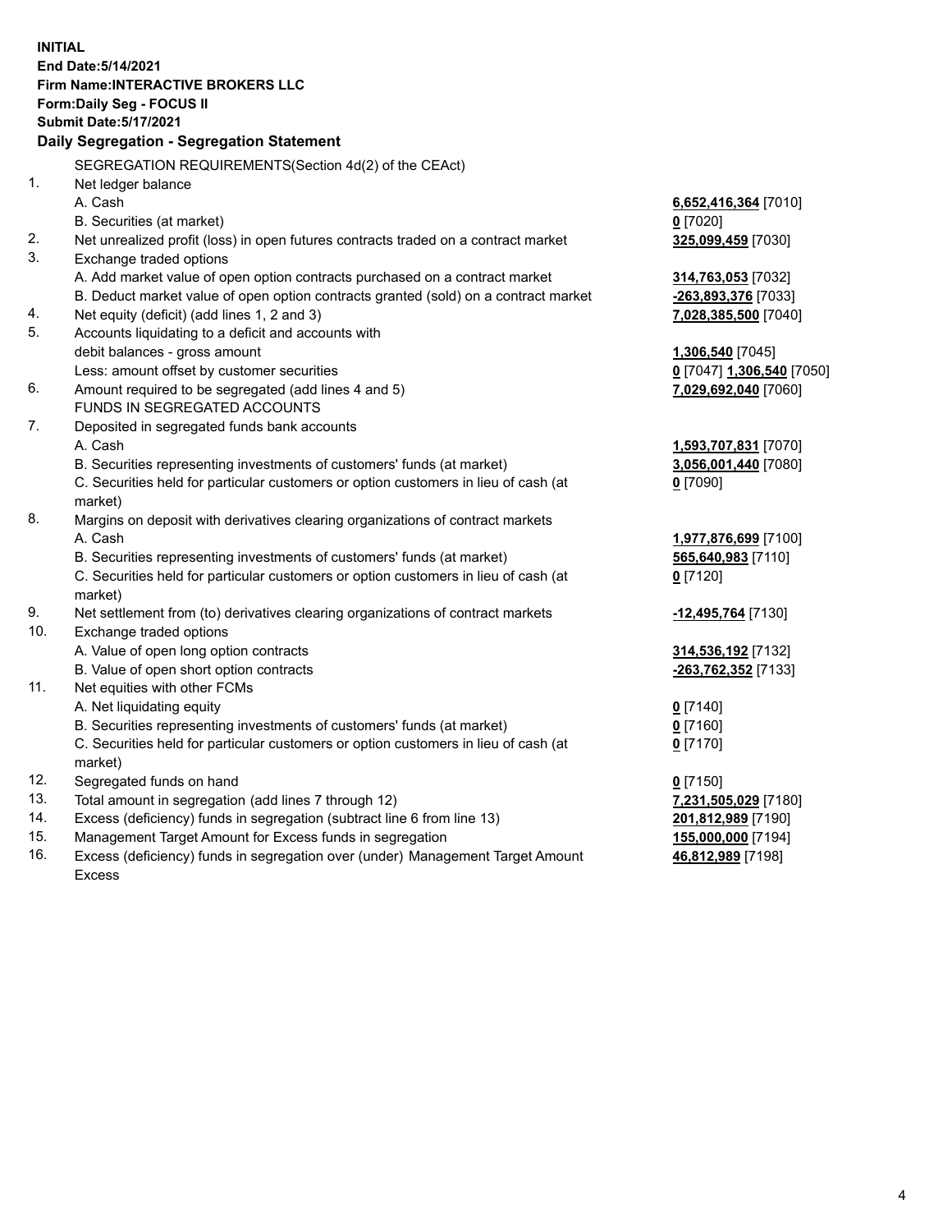**INITIAL**
**End Date:5/14/2021**
**Firm Name:INTERACTIVE BROKERS LLC**
**Form:Daily Seg - FOCUS II**
**Submit Date:5/17/2021**

**Daily Segregation - Segregation Statement**

SEGREGATION REQUIREMENTS(Section 4d(2) of the CEAct)

| | | |
|---|---|---|
| 1. | Net ledger balance | |
| | A. Cash | **6,652,416,364** [7010] |
| | B. Securities (at market) | **0** [7020] |
| 2. | Net unrealized profit (loss) in open futures contracts traded on a contract market | **325,099,459** [7030] |
| 3. | Exchange traded options | |
| | A. Add market value of open option contracts purchased on a contract market | **314,763,053** [7032] |
| | B. Deduct market value of open option contracts granted (sold) on a contract market | **-263,893,376** [7033] |
| 4. | Net equity (deficit) (add lines 1, 2 and 3) | **7,028,385,500** [7040] |
| 5. | Accounts liquidating to a deficit and accounts with | |
| | debit balances - gross amount | **1,306,540** [7045] |
| | Less: amount offset by customer securities | **0** [7047] **1,306,540** [7050] |
| 6. | Amount required to be segregated (add lines 4 and 5) | **7,029,692,040** [7060] |
| | FUNDS IN SEGREGATED ACCOUNTS | |
| 7. | Deposited in segregated funds bank accounts | |
| | A. Cash | **1,593,707,831** [7070] |
| | B. Securities representing investments of customers' funds (at market) | **3,056,001,440** [7080] |
| | C. Securities held for particular customers or option customers in lieu of cash (at market) | **0** [7090] |
| 8. | Margins on deposit with derivatives clearing organizations of contract markets | |
| | A. Cash | **1,977,876,699** [7100] |
| | B. Securities representing investments of customers' funds (at market) | **565,640,983** [7110] |
| | C. Securities held for particular customers or option customers in lieu of cash (at market) | **0** [7120] |
| 9. | Net settlement from (to) derivatives clearing organizations of contract markets | **-12,495,764** [7130] |
| 10. | Exchange traded options | |
| | A. Value of open long option contracts | **314,536,192** [7132] |
| | B. Value of open short option contracts | **-263,762,352** [7133] |
| 11. | Net equities with other FCMs | |
| | A. Net liquidating equity | **0** [7140] |
| | B. Securities representing investments of customers' funds (at market) | **0** [7160] |
| | C. Securities held for particular customers or option customers in lieu of cash (at market) | **0** [7170] |
| 12. | Segregated funds on hand | **0** [7150] |
| 13. | Total amount in segregation (add lines 7 through 12) | **7,231,505,029** [7180] |
| 14. | Excess (deficiency) funds in segregation (subtract line 6 from line 13) | **201,812,989** [7190] |
| 15. | Management Target Amount for Excess funds in segregation | **155,000,000** [7194] |
| 16. | Excess (deficiency) funds in segregation over (under) Management Target Amount Excess | **46,812,989** [7198] |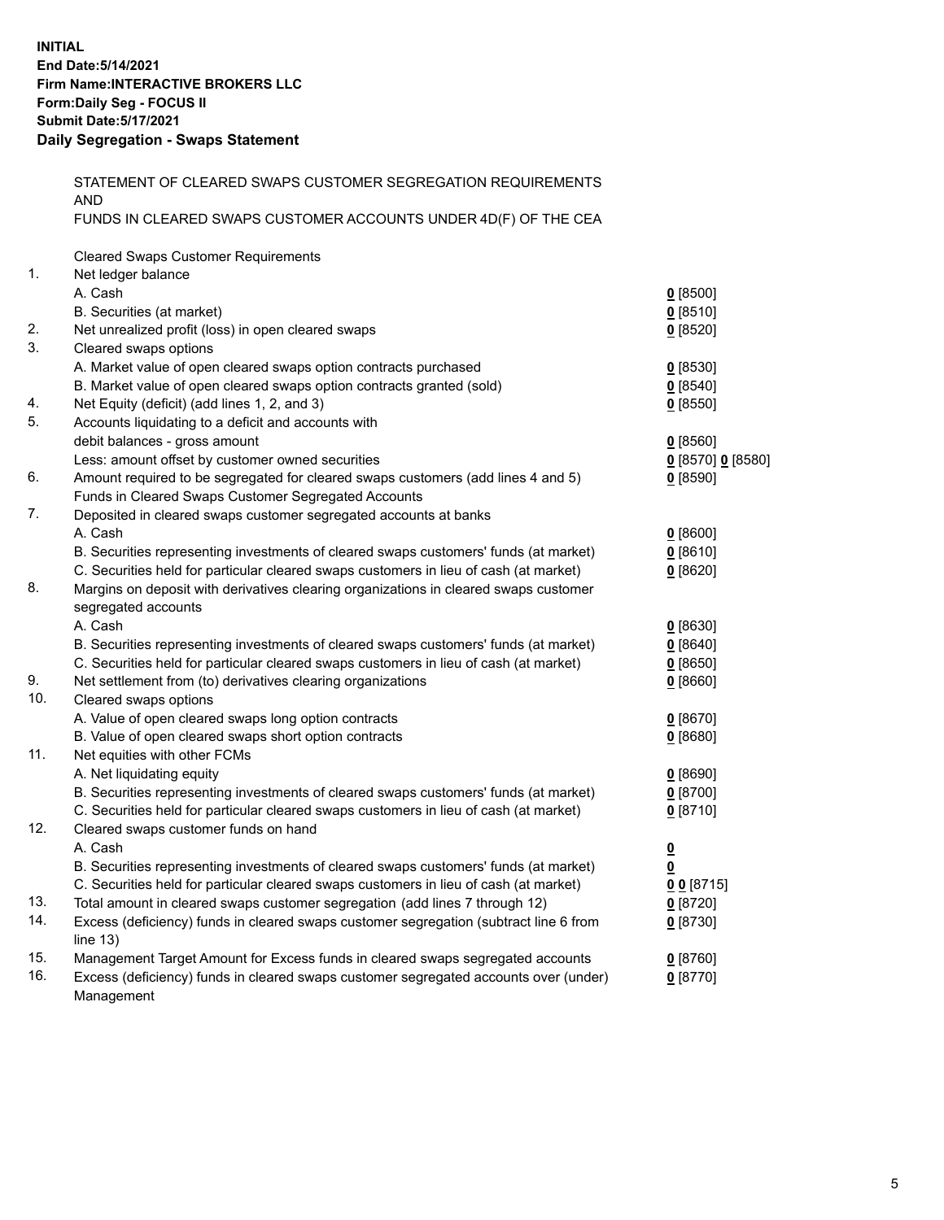**INITIAL**
**End Date:5/14/2021**
**Firm Name:INTERACTIVE BROKERS LLC**
**Form:Daily Seg - FOCUS II**
**Submit Date:5/17/2021**
**Daily Segregation - Swaps Statement**

STATEMENT OF CLEARED SWAPS CUSTOMER SEGREGATION REQUIREMENTS AND FUNDS IN CLEARED SWAPS CUSTOMER ACCOUNTS UNDER 4D(F) OF THE CEA

| | | |
|---|---|---|
| | Cleared Swaps Customer Requirements | |
| 1. | Net ledger balance | |
| | A. Cash | 0 [8500] |
| | B. Securities (at market) | 0 [8510] |
| 2. | Net unrealized profit (loss) in open cleared swaps | 0 [8520] |
| 3. | Cleared swaps options | |
| | A. Market value of open cleared swaps option contracts purchased | 0 [8530] |
| | B. Market value of open cleared swaps option contracts granted (sold) | 0 [8540] |
| 4. | Net Equity (deficit) (add lines 1, 2, and 3) | 0 [8550] |
| 5. | Accounts liquidating to a deficit and accounts with | |
| | debit balances - gross amount | 0 [8560] |
| | Less: amount offset by customer owned securities | 0 [8570] 0 [8580] |
| 6. | Amount required to be segregated for cleared swaps customers (add lines 4 and 5) | 0 [8590] |
| | Funds in Cleared Swaps Customer Segregated Accounts | |
| 7. | Deposited in cleared swaps customer segregated accounts at banks | |
| | A. Cash | 0 [8600] |
| | B. Securities representing investments of cleared swaps customers' funds (at market) | 0 [8610] |
| | C. Securities held for particular cleared swaps customers in lieu of cash (at market) | 0 [8620] |
| 8. | Margins on deposit with derivatives clearing organizations in cleared swaps customer segregated accounts | |
| | A. Cash | 0 [8630] |
| | B. Securities representing investments of cleared swaps customers' funds (at market) | 0 [8640] |
| | C. Securities held for particular cleared swaps customers in lieu of cash (at market) | 0 [8650] |
| 9. | Net settlement from (to) derivatives clearing organizations | 0 [8660] |
| 10. | Cleared swaps options | |
| | A. Value of open cleared swaps long option contracts | 0 [8670] |
| | B. Value of open cleared swaps short option contracts | 0 [8680] |
| 11. | Net equities with other FCMs | |
| | A. Net liquidating equity | 0 [8690] |
| | B. Securities representing investments of cleared swaps customers' funds (at market) | 0 [8700] |
| | C. Securities held for particular cleared swaps customers in lieu of cash (at market) | 0 [8710] |
| 12. | Cleared swaps customer funds on hand | |
| | A. Cash | 0 |
| | B. Securities representing investments of cleared swaps customers' funds (at market) | 0 |
| | C. Securities held for particular cleared swaps customers in lieu of cash (at market) | 0 0 [8715] |
| 13. | Total amount in cleared swaps customer segregation (add lines 7 through 12) | 0 [8720] |
| 14. | Excess (deficiency) funds in cleared swaps customer segregation (subtract line 6 from line 13) | 0 [8730] |
| 15. | Management Target Amount for Excess funds in cleared swaps segregated accounts | 0 [8760] |
| 16. | Excess (deficiency) funds in cleared swaps customer segregated accounts over (under) Management | 0 [8770] |